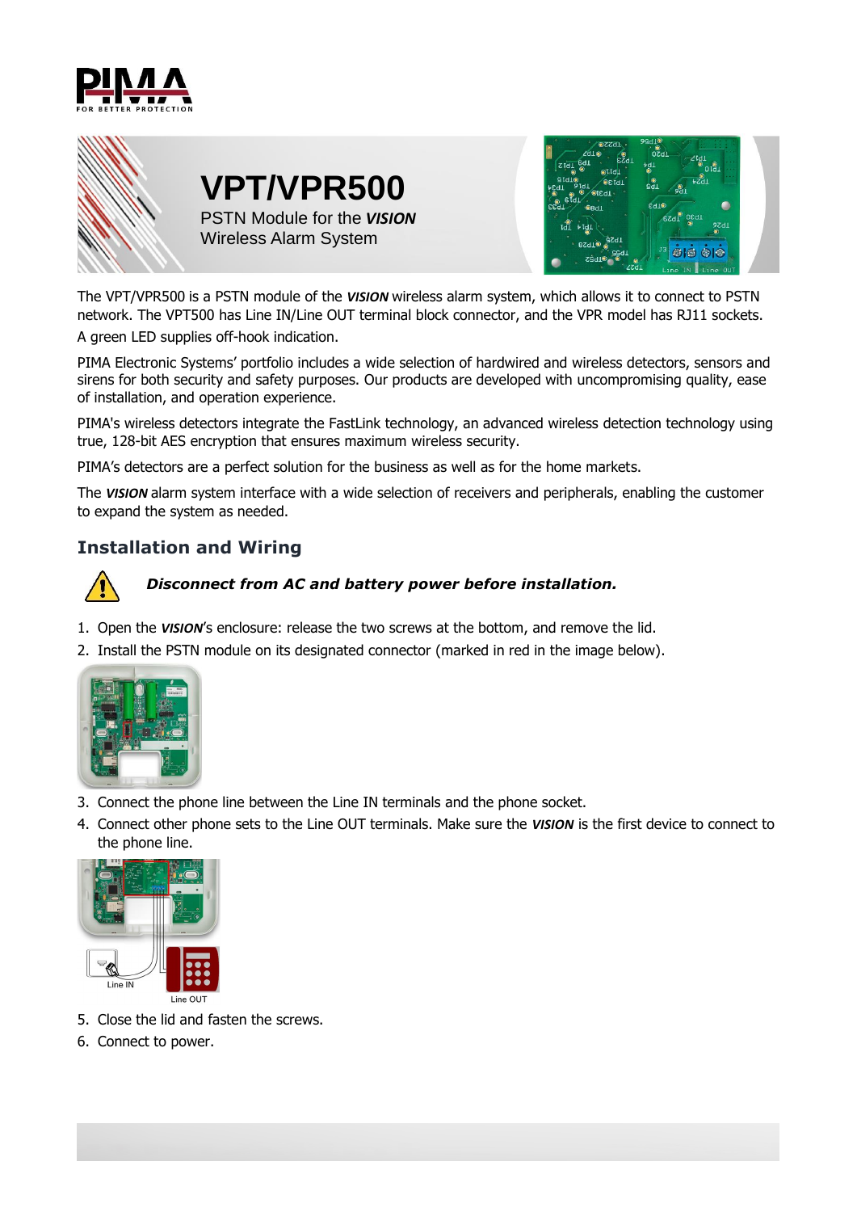# VPT/VPR500

PSTN Module for the ***VISION*** Wireless Alarm System

The VPT/VPR500 is a PSTN module of the ***VISION*** wireless alarm system, which allows it to connect to PSTN network. The VPT500 has Line IN/Line OUT terminal block connector, and the VPR model has RJ11 sockets.

A green LED supplies off-hook indication.

PIMA Electronic Systems' portfolio includes a wide selection of hardwired and wireless detectors, sensors and sirens for both security and safety purposes. Our products are developed with uncompromising quality, ease of installation, and operation experience.

PIMA's wireless detectors integrate the FastLink technology, an advanced wireless detection technology using true, 128-bit AES encryption that ensures maximum wireless security.

PIMA's detectors are a perfect solution for the business as well as for the home markets.

The ***VISION*** alarm system interface with a wide selection of receivers and peripherals, enabling the customer to expand the system as needed.

## Installation and Wiring

***Disconnect from AC and battery power before installation.***

1. Open the ***VISION***'s enclosure: release the two screws at the bottom, and remove the lid.
2. Install the PSTN module on its designated connector (marked in red in the image below).
3. Connect the phone line between the Line IN terminals and the phone socket.
4. Connect other phone sets to the Line OUT terminals. Make sure the ***VISION*** is the first device to connect to the phone line.

Line IN

Line OUT

5. Close the lid and fasten the screws.
6. Connect to power.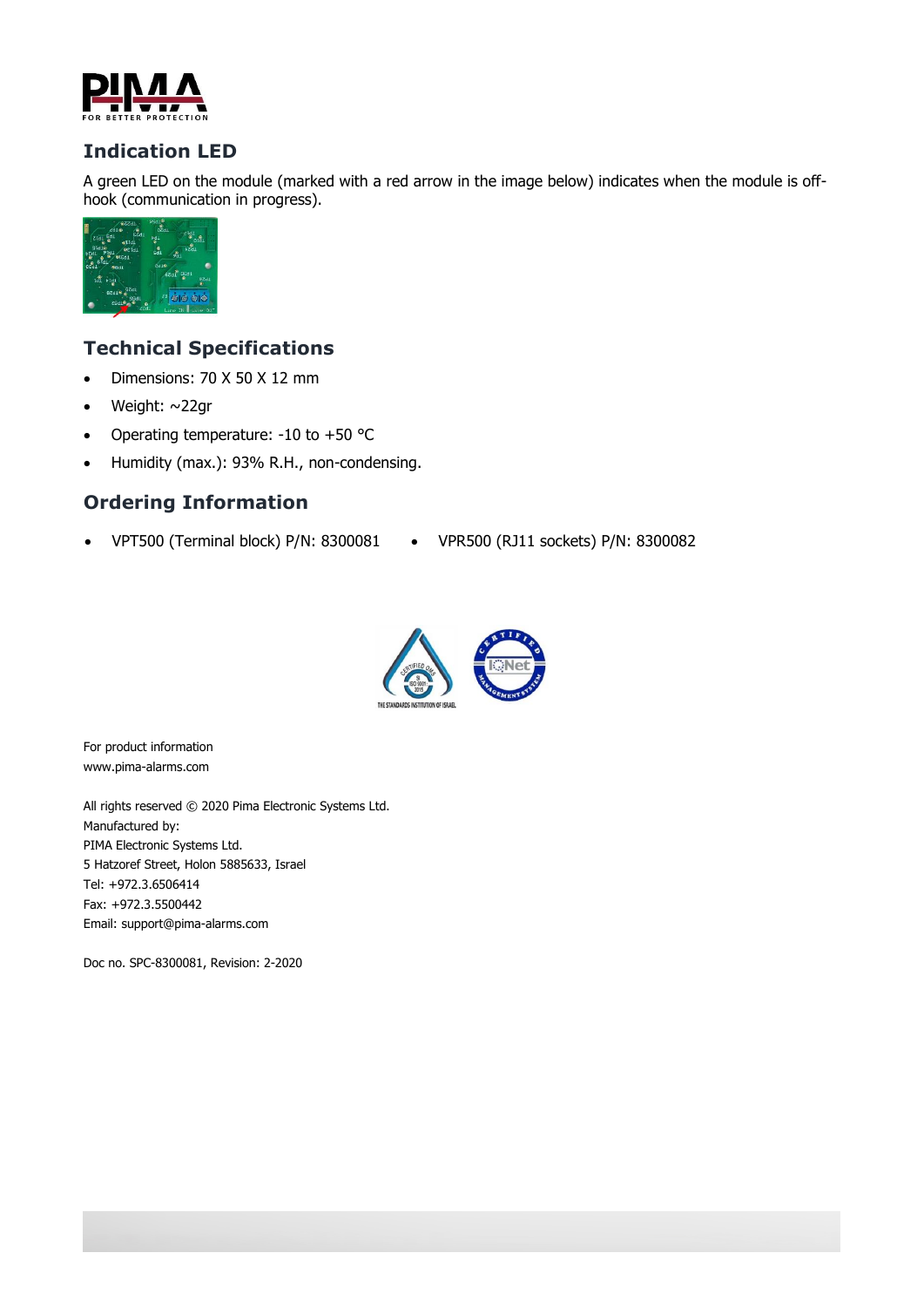## Indication LED

A green LED on the module (marked with a red arrow in the image below) indicates when the module is off-hook (communication in progress).

## Technical Specifications

- Dimensions: 70 X 50 X 12 mm
- Weight: ~22gr
- Operating temperature: -10 to +50 °C
- Humidity (max.): 93% R.H., non-condensing.

## Ordering Information

- VPT500 (Terminal block) P/N: 8300081
- VPR500 (RJ11 sockets) P/N: 8300082

For product information
www.pima-alarms.com

All rights reserved © 2020 Pima Electronic Systems Ltd.
Manufactured by:
PIMA Electronic Systems Ltd.
5 Hatzoref Street, Holon 5885633, Israel
Tel: +972.3.6506414
Fax: +972.3.5500442
Email: support@pima-alarms.com

Doc no. SPC-8300081, Revision: 2-2020